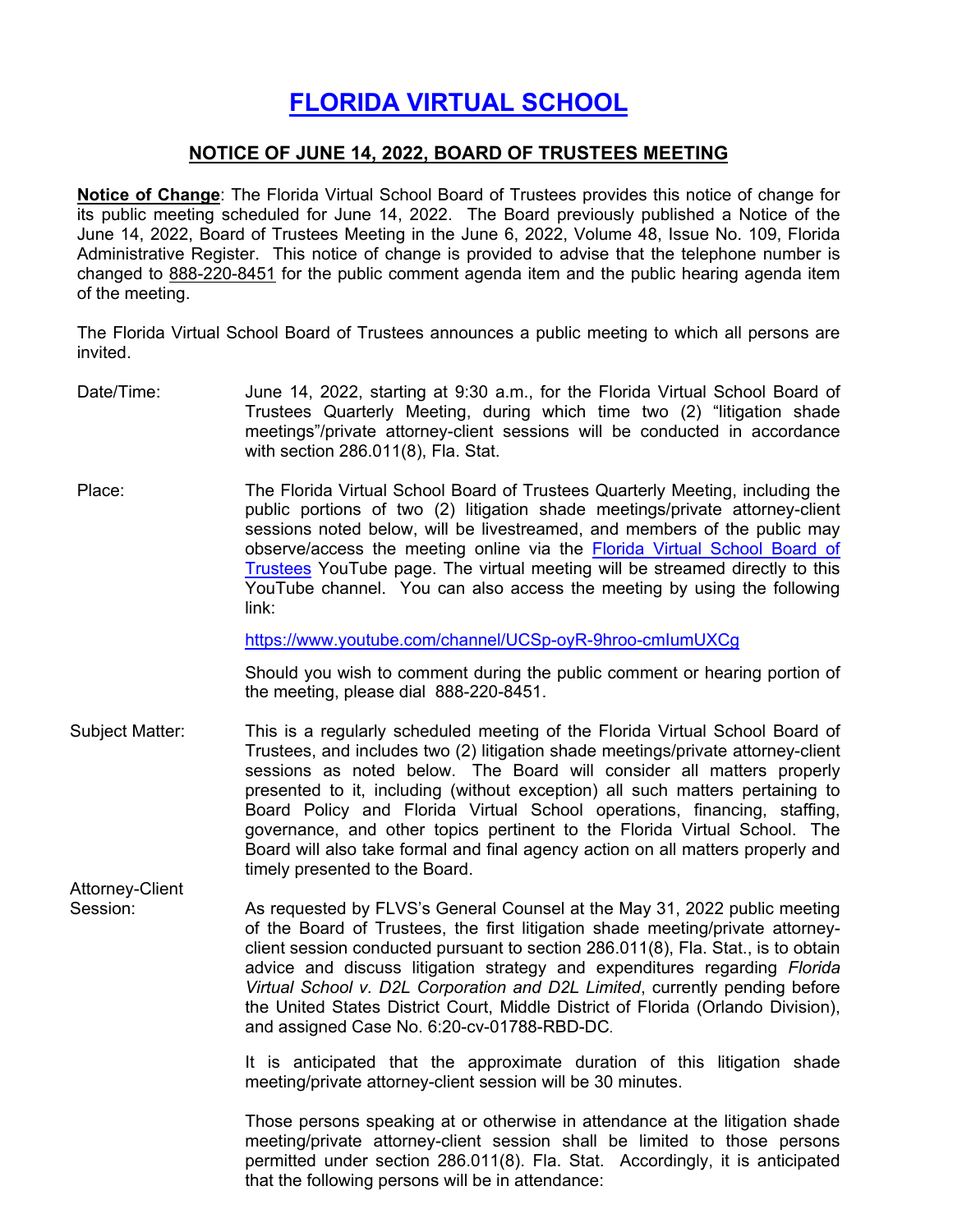# FLORIDA VIRTUAL SCHOOL

## NOTICE OF JUNE 14, 2022, BOARD OF TRUSTEES MEETING

**Notice of Change**: The Florida Virtual School Board of Trustees provides this notice of change for its public meeting scheduled for June 14, 2022. The Board previously published a Notice of the June 14, 2022, Board of Trustees Meeting in the June 6, 2022, Volume 48, Issue No. 109, Florida Administrative Register. This notice of change is provided to advise that the telephone number is changed to 888-220-8451 for the public comment agenda item and the public hearing agenda item of the meeting.

The Florida Virtual School Board of Trustees announces a public meeting to which all persons are invited.

Date/Time: June 14, 2022, starting at 9:30 a.m., for the Florida Virtual School Board of Trustees Quarterly Meeting, during which time two (2) "litigation shade meetings"/private attorney-client sessions will be conducted in accordance with section 286.011(8), Fla. Stat.

Place: The Florida Virtual School Board of Trustees Quarterly Meeting, including the public portions of two (2) litigation shade meetings/private attorney-client sessions noted below, will be livestreamed, and members of the public may observe/access the meeting online via the Florida Virtual School Board of Trustees YouTube page. The virtual meeting will be streamed directly to this YouTube channel. You can also access the meeting by using the following link:

https://www.youtube.com/channel/UCSp-oyR-9hroo-cmIumUXCg

Should you wish to comment during the public comment or hearing portion of the meeting, please dial 888-220-8451.

Subject Matter: This is a regularly scheduled meeting of the Florida Virtual School Board of Trustees, and includes two (2) litigation shade meetings/private attorney-client sessions as noted below. The Board will consider all matters properly presented to it, including (without exception) all such matters pertaining to Board Policy and Florida Virtual School operations, financing, staffing, governance, and other topics pertinent to the Florida Virtual School. The Board will also take formal and final agency action on all matters properly and timely presented to the Board.

Attorney-Client Session: As requested by FLVS's General Counsel at the May 31, 2022 public meeting of the Board of Trustees, the first litigation shade meeting/private attorney-client session conducted pursuant to section 286.011(8), Fla. Stat., is to obtain advice and discuss litigation strategy and expenditures regarding *Florida Virtual School v. D2L Corporation and D2L Limited*, currently pending before the United States District Court, Middle District of Florida (Orlando Division), and assigned Case No. 6:20-cv-01788-RBD-DC.

It is anticipated that the approximate duration of this litigation shade meeting/private attorney-client session will be 30 minutes.

Those persons speaking at or otherwise in attendance at the litigation shade meeting/private attorney-client session shall be limited to those persons permitted under section 286.011(8). Fla. Stat. Accordingly, it is anticipated that the following persons will be in attendance: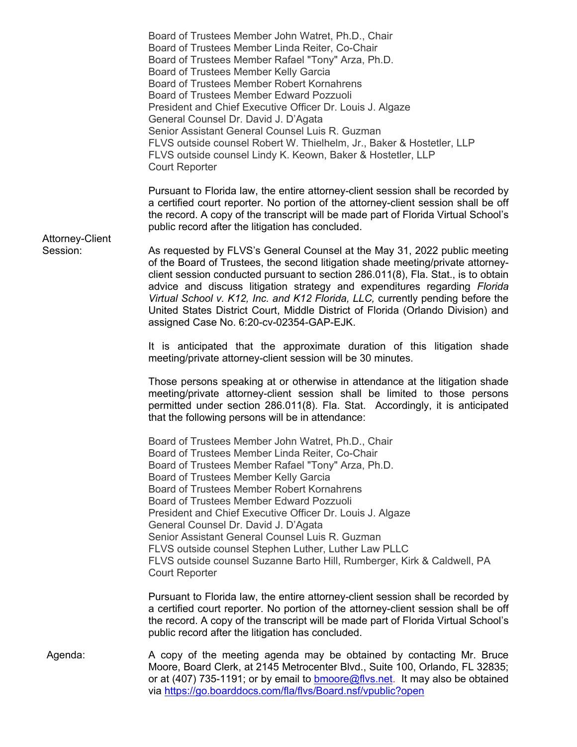Board of Trustees Member John Watret, Ph.D., Chair
Board of Trustees Member Linda Reiter, Co-Chair
Board of Trustees Member Rafael "Tony" Arza, Ph.D.
Board of Trustees Member Kelly Garcia
Board of Trustees Member Robert Kornahrens
Board of Trustees Member Edward Pozzuoli
President and Chief Executive Officer Dr. Louis J. Algaze
General Counsel Dr. David J. D'Agata
Senior Assistant General Counsel Luis R. Guzman
FLVS outside counsel Robert W. Thielhelm, Jr., Baker & Hostetler, LLP
FLVS outside counsel Lindy K. Keown, Baker & Hostetler, LLP
Court Reporter

Pursuant to Florida law, the entire attorney-client session shall be recorded by a certified court reporter. No portion of the attorney-client session shall be off the record. A copy of the transcript will be made part of Florida Virtual School's public record after the litigation has concluded.

**Attorney-Client Session:**

As requested by FLVS's General Counsel at the May 31, 2022 public meeting of the Board of Trustees, the second litigation shade meeting/private attorney-client session conducted pursuant to section 286.011(8), Fla. Stat., is to obtain advice and discuss litigation strategy and expenditures regarding *Florida Virtual School v. K12, Inc. and K12 Florida, LLC,* currently pending before the United States District Court, Middle District of Florida (Orlando Division) and assigned Case No. 6:20-cv-02354-GAP-EJK.

It is anticipated that the approximate duration of this litigation shade meeting/private attorney-client session will be 30 minutes.

Those persons speaking at or otherwise in attendance at the litigation shade meeting/private attorney-client session shall be limited to those persons permitted under section 286.011(8). Fla. Stat. Accordingly, it is anticipated that the following persons will be in attendance:

Board of Trustees Member John Watret, Ph.D., Chair
Board of Trustees Member Linda Reiter, Co-Chair
Board of Trustees Member Rafael "Tony" Arza, Ph.D.
Board of Trustees Member Kelly Garcia
Board of Trustees Member Robert Kornahrens
Board of Trustees Member Edward Pozzuoli
President and Chief Executive Officer Dr. Louis J. Algaze
General Counsel Dr. David J. D'Agata
Senior Assistant General Counsel Luis R. Guzman
FLVS outside counsel Stephen Luther, Luther Law PLLC
FLVS outside counsel Suzanne Barto Hill, Rumberger, Kirk & Caldwell, PA
Court Reporter

Pursuant to Florida law, the entire attorney-client session shall be recorded by a certified court reporter. No portion of the attorney-client session shall be off the record. A copy of the transcript will be made part of Florida Virtual School's public record after the litigation has concluded.

**Agenda:**

A copy of the meeting agenda may be obtained by contacting Mr. Bruce Moore, Board Clerk, at 2145 Metrocenter Blvd., Suite 100, Orlando, FL 32835; or at (407) 735-1191; or by email to bmoore@flvs.net. It may also be obtained via https://go.boarddocs.com/fla/flvs/Board.nsf/vpublic?open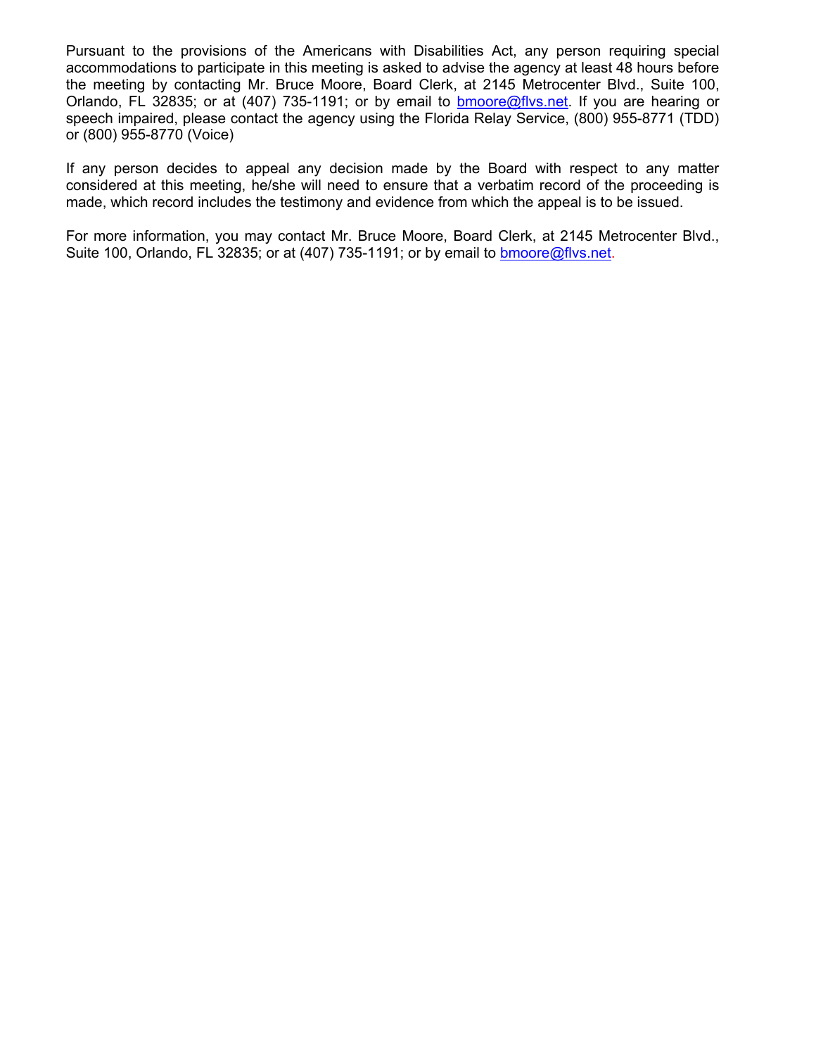Pursuant to the provisions of the Americans with Disabilities Act, any person requiring special accommodations to participate in this meeting is asked to advise the agency at least 48 hours before the meeting by contacting Mr. Bruce Moore, Board Clerk, at 2145 Metrocenter Blvd., Suite 100, Orlando, FL 32835; or at (407) 735-1191; or by email to bmoore@flvs.net. If you are hearing or speech impaired, please contact the agency using the Florida Relay Service, (800) 955-8771 (TDD) or (800) 955-8770 (Voice)

If any person decides to appeal any decision made by the Board with respect to any matter considered at this meeting, he/she will need to ensure that a verbatim record of the proceeding is made, which record includes the testimony and evidence from which the appeal is to be issued.

For more information, you may contact Mr. Bruce Moore, Board Clerk, at 2145 Metrocenter Blvd., Suite 100, Orlando, FL 32835; or at (407) 735-1191; or by email to bmoore@flvs.net.